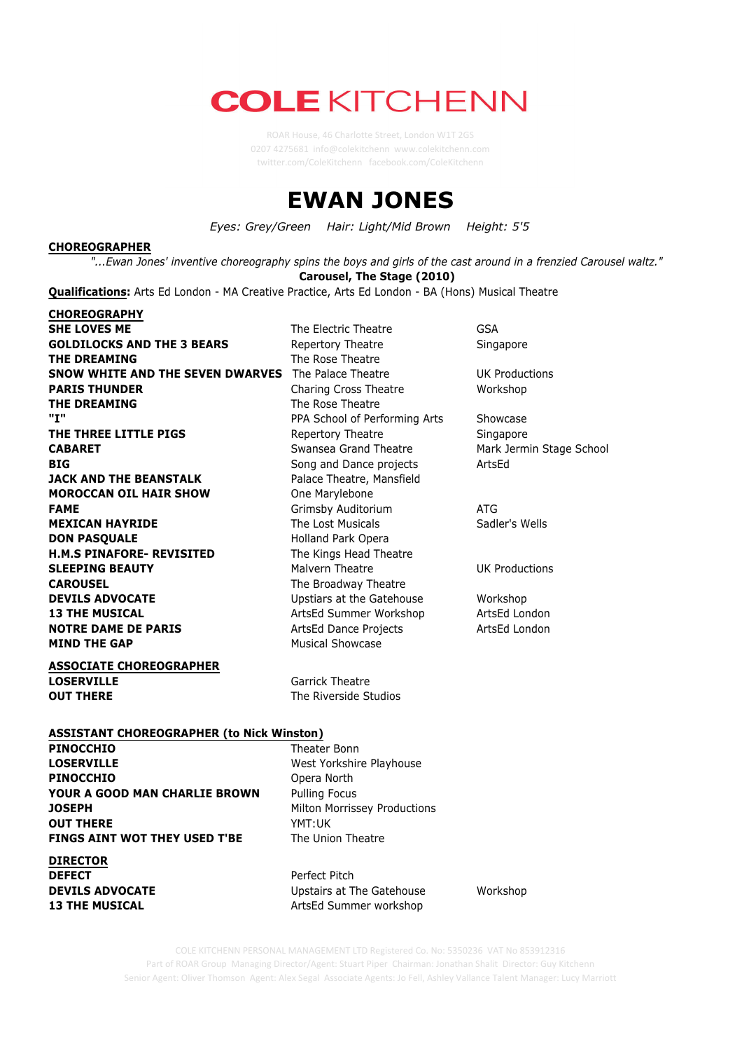# COLE KITCHENN

ROAR House, 46 Charlotte Street, London W1T 2GS
0207 4275681 info@colekitchenn www.colekitchenn.com
twitter.com/ColeKitchenn facebook.com/ColeKitchenn

# EWAN JONES

*Eyes: Grey/Green    Hair: Light/Mid Brown    Height: 5'5*

**CHOREOGRAPHER**

*"...Ewan Jones' inventive choreography spins the boys and girls of the cast around in a frenzied Carousel waltz."*
**Carousel, The Stage (2010)**

**Qualifications:** Arts Ed London - MA Creative Practice, Arts Ed London - BA (Hons) Musical Theatre

**CHOREOGRAPHY**

| | | |
|---|---|---|
| **SHE LOVES ME** | The Electric Theatre | GSA |
| **GOLDILOCKS AND THE 3 BEARS** | Repertory Theatre | Singapore |
| **THE DREAMING** | The Rose Theatre | |
| **SNOW WHITE AND THE SEVEN DWARVES** | The Palace Theatre | UK Productions |
| **PARIS THUNDER** | Charing Cross Theatre | Workshop |
| **THE DREAMING** | The Rose Theatre | |
| **"I"** | PPA School of Performing Arts | Showcase |
| **THE THREE LITTLE PIGS** | Repertory Theatre | Singapore |
| **CABARET** | Swansea Grand Theatre | Mark Jermin Stage School |
| **BIG** | Song and Dance projects | ArtsEd |
| **JACK AND THE BEANSTALK** | Palace Theatre, Mansfield | |
| **MOROCCAN OIL HAIR SHOW** | One Marylebone | |
| **FAME** | Grimsby Auditorium | ATG |
| **MEXICAN HAYRIDE** | The Lost Musicals | Sadler's Wells |
| **DON PASQUALE** | Holland Park Opera | |
| **H.M.S PINAFORE- REVISITED** | The Kings Head Theatre | |
| **SLEEPING BEAUTY** | Malvern Theatre | UK Productions |
| **CAROUSEL** | The Broadway Theatre | |
| **DEVILS ADVOCATE** | Upstiars at the Gatehouse | Workshop |
| **13 THE MUSICAL** | ArtsEd Summer Workshop | ArtsEd London |
| **NOTRE DAME DE PARIS** | ArtsEd Dance Projects | ArtsEd London |
| **MIND THE GAP** | Musical Showcase | |

**ASSOCIATE CHOREOGRAPHER**

| | |
|---|---|
| **LOSERVILLE** | Garrick Theatre |
| **OUT THERE** | The Riverside Studios |

**ASSISTANT CHOREOGRAPHER (to Nick Winston)**

| | |
|---|---|
| **PINOCCHIO** | Theater Bonn |
| **LOSERVILLE** | West Yorkshire Playhouse |
| **PINOCCHIO** | Opera North |
| **YOUR A GOOD MAN CHARLIE BROWN** | Pulling Focus |
| **JOSEPH** | Milton Morrissey Productions |
| **OUT THERE** | YMT:UK |
| **FINGS AINT WOT THEY USED T'BE** | The Union Theatre |

**DIRECTOR**

| | | |
|---|---|---|
| **DEFECT** | Perfect Pitch | |
| **DEVILS ADVOCATE** | Upstairs at The Gatehouse | Workshop |
| **13 THE MUSICAL** | ArtsEd Summer workshop | |

COLE KITCHENN PERSONAL MANAGEMENT LTD Registered Co. No: 5350236 VAT No 853912316
Part of ROAR Group Managing Director/Agent: Stuart Piper Chairman: Jonathan Shalit Director: Guy Kitchenn
Senior Agent: Oliver Thomson Agent: Alex Segal Associate Agents: Jo Fell, Ashley Vallance Talent Manager: Lucy Marriott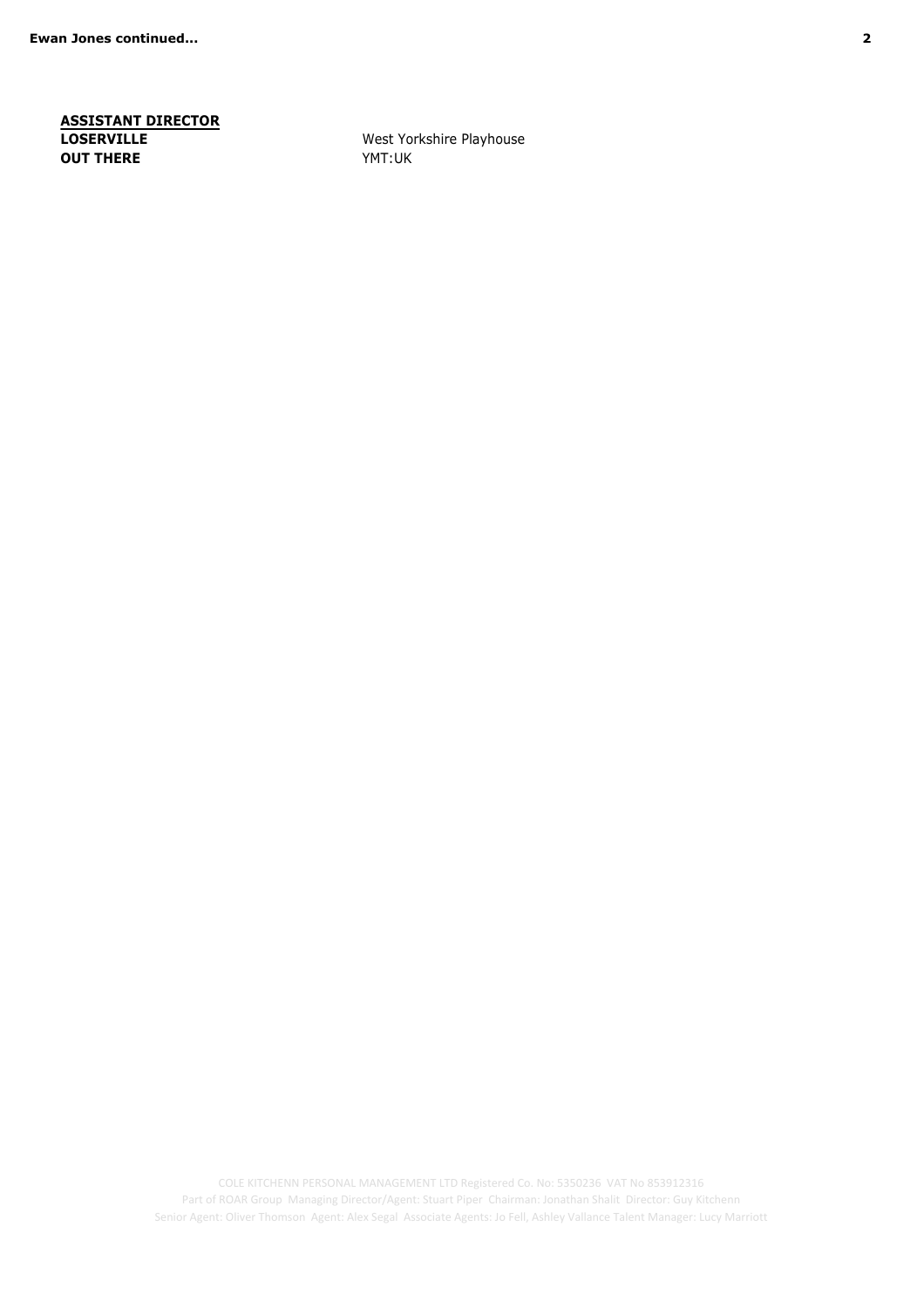**ASSISTANT DIRECTOR**

| | |
|---|---|
| **LOSERVILLE** | West Yorkshire Playhouse |
| **OUT THERE** | YMT:UK |